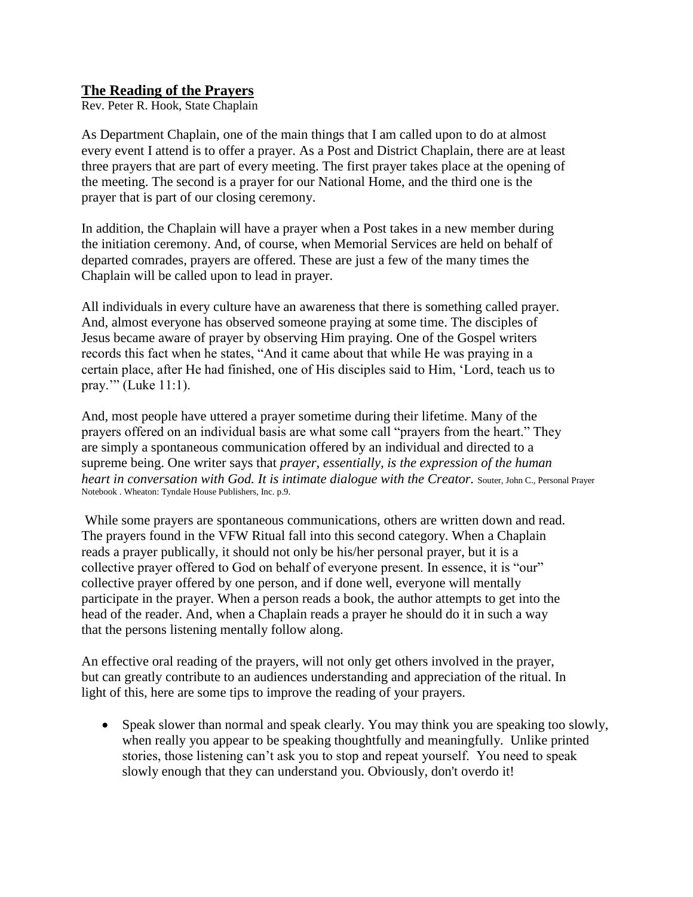## **The Reading of the Prayers**

Rev. Peter R. Hook, State Chaplain

As Department Chaplain, one of the main things that I am called upon to do at almost every event I attend is to offer a prayer. As a Post and District Chaplain, there are at least three prayers that are part of every meeting. The first prayer takes place at the opening of the meeting. The second is a prayer for our National Home, and the third one is the prayer that is part of our closing ceremony.

In addition, the Chaplain will have a prayer when a Post takes in a new member during the initiation ceremony. And, of course, when Memorial Services are held on behalf of departed comrades, prayers are offered. These are just a few of the many times the Chaplain will be called upon to lead in prayer.

All individuals in every culture have an awareness that there is something called prayer. And, almost everyone has observed someone praying at some time. The disciples of Jesus became aware of prayer by observing Him praying. One of the Gospel writers records this fact when he states, "And it came about that while He was praying in a certain place, after He had finished, one of His disciples said to Him, 'Lord, teach us to pray.'" (Luke 11:1).

And, most people have uttered a prayer sometime during their lifetime. Many of the prayers offered on an individual basis are what some call "prayers from the heart." They are simply a spontaneous communication offered by an individual and directed to a supreme being. One writer says that *prayer, essentially, is the expression of the human heart in conversation with God. It is intimate dialogue with the Creator.* Souter, John C., Personal Prayer Notebook . Wheaton: Tyndale House Publishers, Inc. p.9.

While some prayers are spontaneous communications, others are written down and read. The prayers found in the VFW Ritual fall into this second category. When a Chaplain reads a prayer publically, it should not only be his/her personal prayer, but it is a collective prayer offered to God on behalf of everyone present. In essence, it is "our" collective prayer offered by one person, and if done well, everyone will mentally participate in the prayer. When a person reads a book, the author attempts to get into the head of the reader. And, when a Chaplain reads a prayer he should do it in such a way that the persons listening mentally follow along.

An effective oral reading of the prayers, will not only get others involved in the prayer, but can greatly contribute to an audiences understanding and appreciation of the ritual. In light of this, here are some tips to improve the reading of your prayers.

- Speak slower than normal and speak clearly. You may think you are speaking too slowly, when really you appear to be speaking thoughtfully and meaningfully. Unlike printed stories, those listening can't ask you to stop and repeat yourself. You need to speak slowly enough that they can understand you. Obviously, don't overdo it!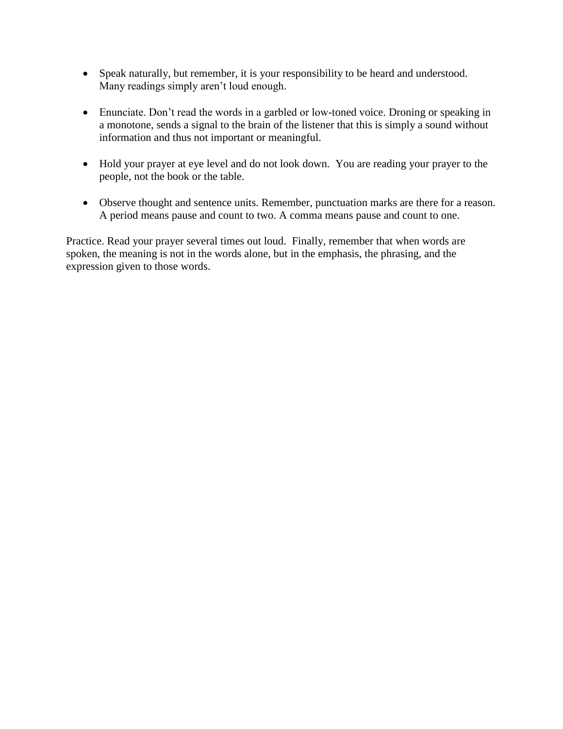- Speak naturally, but remember, it is your responsibility to be heard and understood. Many readings simply aren't loud enough.

- Enunciate. Don't read the words in a garbled or low-toned voice. Droning or speaking in a monotone, sends a signal to the brain of the listener that this is simply a sound without information and thus not important or meaningful.

- Hold your prayer at eye level and do not look down. You are reading your prayer to the people, not the book or the table.

- Observe thought and sentence units. Remember, punctuation marks are there for a reason. A period means pause and count to two. A comma means pause and count to one.

Practice. Read your prayer several times out loud. Finally, remember that when words are spoken, the meaning is not in the words alone, but in the emphasis, the phrasing, and the expression given to those words.